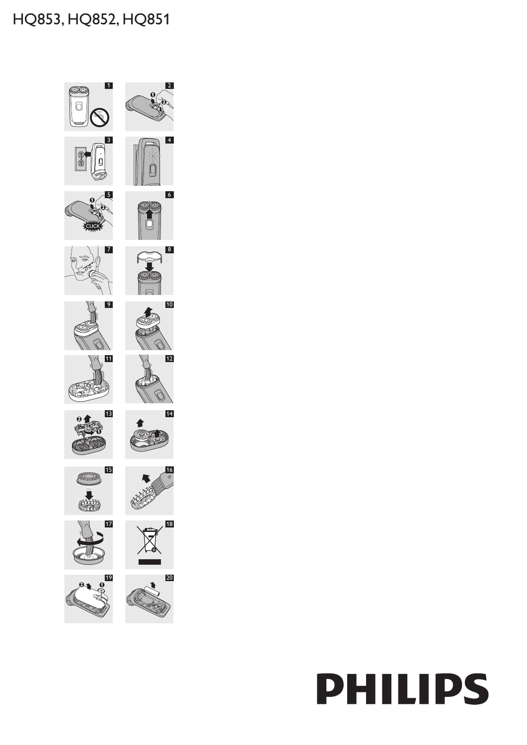HQ853, HQ852, HQ851

1 2

3 4

5 6

7 8

9 10

11 12

13 14

15 16

17 18

19 20

PHILIPS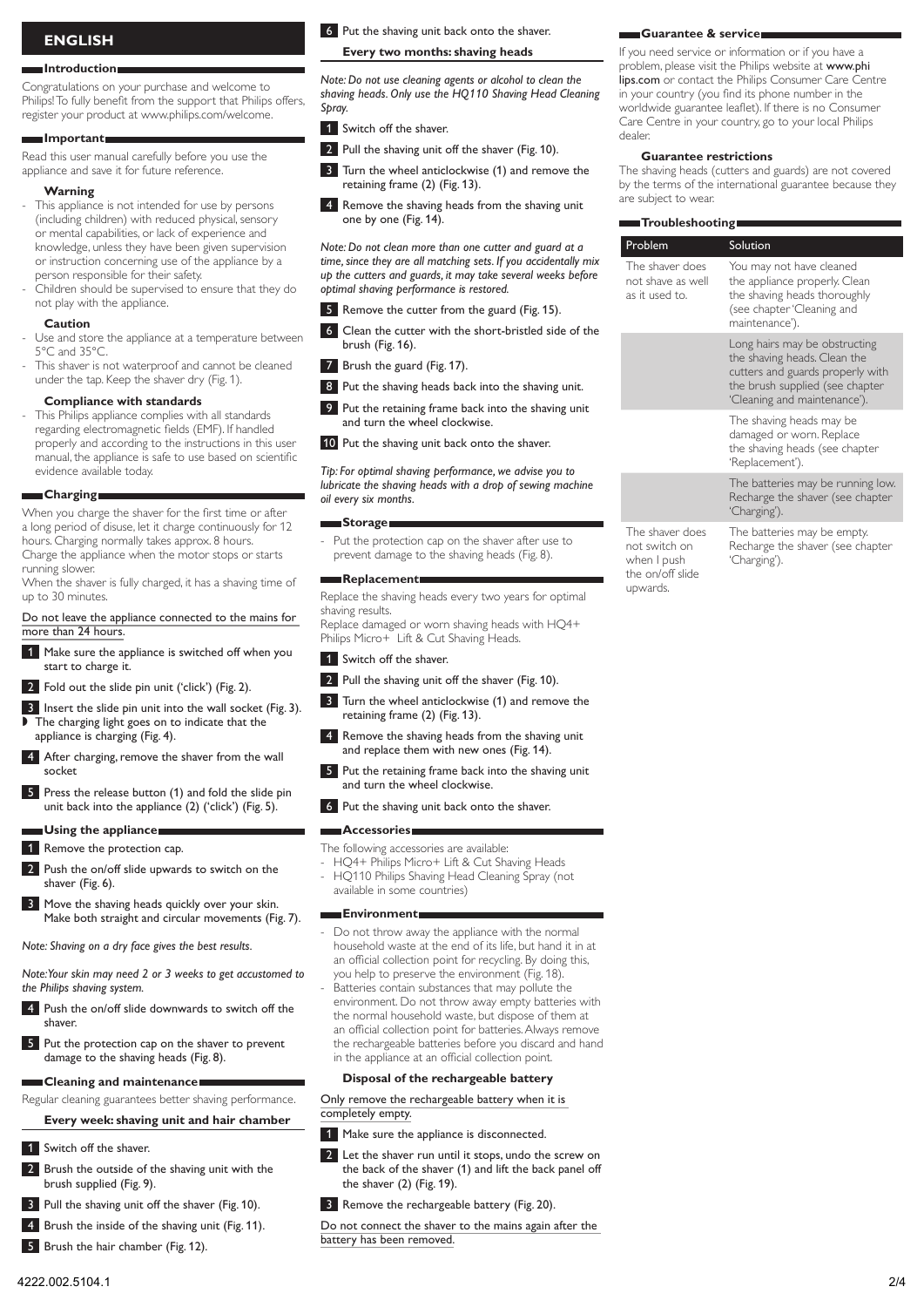# ENGLISH

## Introduction

Congratulations on your purchase and welcome to Philips! To fully benefit from the support that Philips offers, register your product at www.philips.com/welcome.

## Important

Read this user manual carefully before you use the appliance and save it for future reference.

### Warning

- This appliance is not intended for use by persons (including children) with reduced physical, sensory or mental capabilities, or lack of experience and knowledge, unless they have been given supervision or instruction concerning use of the appliance by a person responsible for their safety.
- Children should be supervised to ensure that they do not play with the appliance.

### Caution

- Use and store the appliance at a temperature between 5°C and 35°C.
- This shaver is not waterproof and cannot be cleaned under the tap. Keep the shaver dry (Fig. 1).

### Compliance with standards

- This Philips appliance complies with all standards regarding electromagnetic fields (EMF). If handled properly and according to the instructions in this user manual, the appliance is safe to use based on scientific evidence available today.

## Charging

When you charge the shaver for the first time or after a long period of disuse, let it charge continuously for 12 hours. Charging normally takes approx. 8 hours.
Charge the appliance when the motor stops or starts running slower.
When the shaver is fully charged, it has a shaving time of up to 30 minutes.

Do not leave the appliance connected to the mains for more than 24 hours.

1. Make sure the appliance is switched off when you start to charge it.
2. Fold out the slide pin unit ('click') (Fig. 2).
3. Insert the slide pin unit into the wall socket (Fig. 3).
   - The charging light goes on to indicate that the appliance is charging (Fig. 4).
4. After charging, remove the shaver from the wall socket
5. Press the release button (1) and fold the slide pin unit back into the appliance (2) ('click') (Fig. 5).

## Using the appliance

1. Remove the protection cap.
2. Push the on/off slide upwards to switch on the shaver (Fig. 6).
3. Move the shaving heads quickly over your skin. Make both straight and circular movements (Fig. 7).

*Note: Shaving on a dry face gives the best results.*

*Note: Your skin may need 2 or 3 weeks to get accustomed to the Philips shaving system.*

4. Push the on/off slide downwards to switch off the shaver.
5. Put the protection cap on the shaver to prevent damage to the shaving heads (Fig. 8).

## Cleaning and maintenance

Regular cleaning guarantees better shaving performance.

### Every week: shaving unit and hair chamber

1. Switch off the shaver.
2. Brush the outside of the shaving unit with the brush supplied (Fig. 9).
3. Pull the shaving unit off the shaver (Fig. 10).
4. Brush the inside of the shaving unit (Fig. 11).
5. Brush the hair chamber (Fig. 12).
6. Put the shaving unit back onto the shaver.

### Every two months: shaving heads

*Note: Do not use cleaning agents or alcohol to clean the shaving heads. Only use the HQ110 Shaving Head Cleaning Spray.*

1. Switch off the shaver.
2. Pull the shaving unit off the shaver (Fig. 10).
3. Turn the wheel anticlockwise (1) and remove the retaining frame (2) (Fig. 13).
4. Remove the shaving heads from the shaving unit one by one (Fig. 14).

*Note: Do not clean more than one cutter and guard at a time, since they are all matching sets. If you accidentally mix up the cutters and guards, it may take several weeks before optimal shaving performance is restored.*

5. Remove the cutter from the guard (Fig. 15).
6. Clean the cutter with the short-bristled side of the brush (Fig. 16).
7. Brush the guard (Fig. 17).
8. Put the shaving heads back into the shaving unit.
9. Put the retaining frame back into the shaving unit and turn the wheel clockwise.
10. Put the shaving unit back onto the shaver.

*Tip: For optimal shaving performance, we advise you to lubricate the shaving heads with a drop of sewing machine oil every six months.*

## Storage

- Put the protection cap on the shaver after use to prevent damage to the shaving heads (Fig. 8).

## Replacement

Replace the shaving heads every two years for optimal shaving results.
Replace damaged or worn shaving heads with HQ4+ Philips Micro+ Lift & Cut Shaving Heads.

1. Switch off the shaver.
2. Pull the shaving unit off the shaver (Fig. 10).
3. Turn the wheel anticlockwise (1) and remove the retaining frame (2) (Fig. 13).
4. Remove the shaving heads from the shaving unit and replace them with new ones (Fig. 14).
5. Put the retaining frame back into the shaving unit and turn the wheel clockwise.
6. Put the shaving unit back onto the shaver.

## Accessories

The following accessories are available:
- HQ4+ Philips Micro+ Lift & Cut Shaving Heads
- HQ110 Philips Shaving Head Cleaning Spray (not available in some countries)

## Environment

- Do not throw away the appliance with the normal household waste at the end of its life, but hand it in at an official collection point for recycling. By doing this, you help to preserve the environment (Fig. 18).
- Batteries contain substances that may pollute the environment. Do not throw away empty batteries with the normal household waste, but dispose of them at an official collection point for batteries. Always remove the rechargeable batteries before you discard and hand in the appliance at an official collection point.

### Disposal of the rechargeable battery

Only remove the rechargeable battery when it is completely empty.

1. Make sure the appliance is disconnected.
2. Let the shaver run until it stops, undo the screw on the back of the shaver (1) and lift the back panel off the shaver (2) (Fig. 19).
3. Remove the rechargeable battery (Fig. 20).

Do not connect the shaver to the mains again after the battery has been removed.

## Guarantee & service

If you need service or information or if you have a problem, please visit the Philips website at www.philips.com or contact the Philips Consumer Care Centre in your country (you find its phone number in the worldwide guarantee leaflet). If there is no Consumer Care Centre in your country, go to your local Philips dealer.

### Guarantee restrictions

The shaving heads (cutters and guards) are not covered by the terms of the international guarantee because they are subject to wear.

## Troubleshooting

| Problem | Solution |
|---|---|
| The shaver does not shave as well as it used to. | You may not have cleaned the appliance properly. Clean the shaving heads thoroughly (see chapter 'Cleaning and maintenance'). |
| | Long hairs may be obstructing the shaving heads. Clean the cutters and guards properly with the brush supplied (see chapter 'Cleaning and maintenance'). |
| | The shaving heads may be damaged or worn. Replace the shaving heads (see chapter 'Replacement'). |
| | The batteries may be running low. Recharge the shaver (see chapter 'Charging'). |
| The shaver does not switch on when I push the on/off slide upwards. | The batteries may be empty. Recharge the shaver (see chapter 'Charging'). |

4222.002.5104.1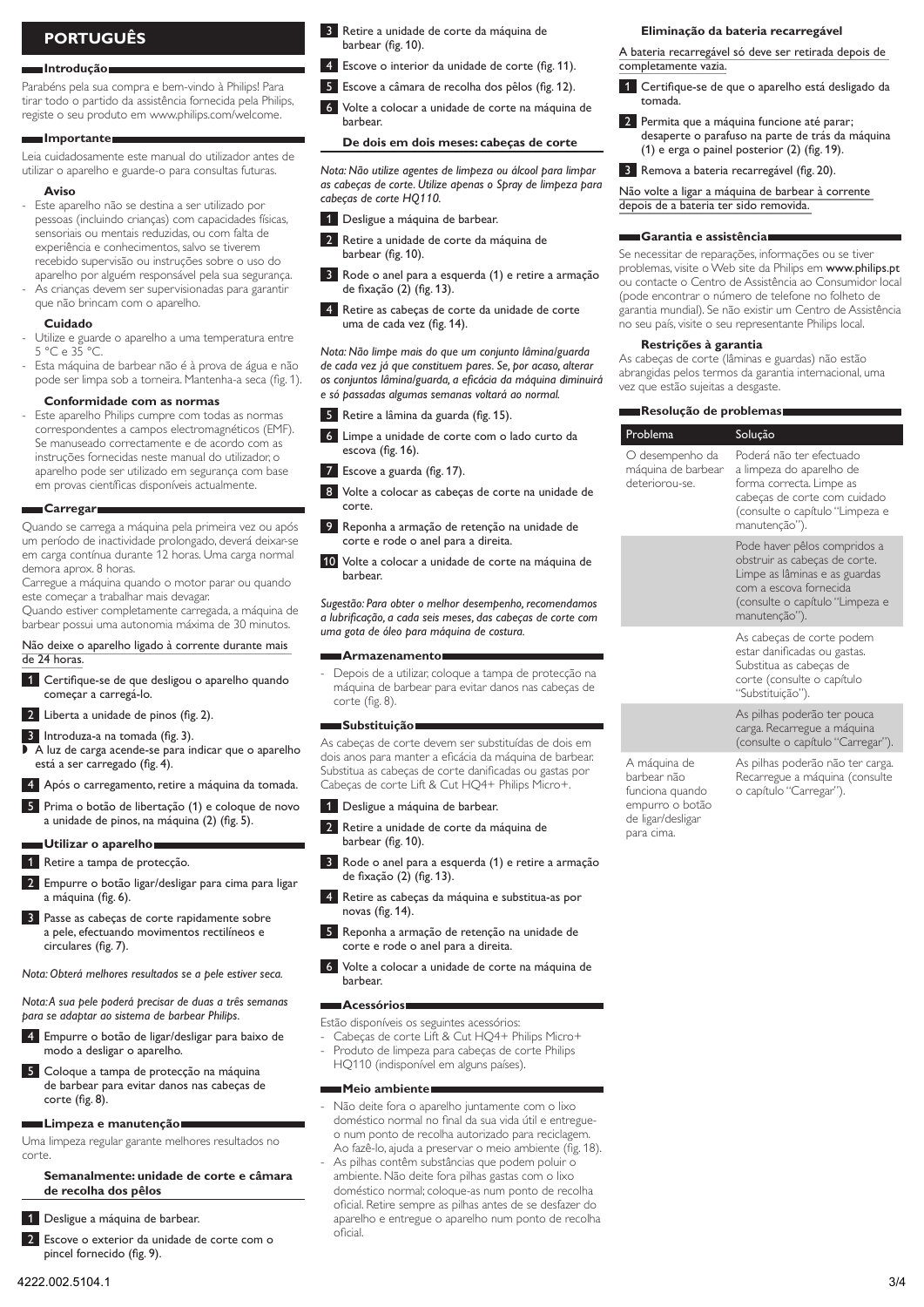## PORTUGUÊS

### Introdução

Parabéns pela sua compra e bem-vindo à Philips! Para tirar todo o partido da assistência fornecida pela Philips, registe o seu produto em www.philips.com/welcome.

### Importante

Leia cuidadosamente este manual do utilizador antes de utilizar o aparelho e guarde-o para consultas futuras.

#### Aviso

- Este aparelho não se destina a ser utilizado por pessoas (incluindo crianças) com capacidades físicas, sensoriais ou mentais reduzidas, ou com falta de experiência e conhecimentos, salvo se tiverem recebido supervisão ou instruções sobre o uso do aparelho por alguém responsável pela sua segurança.
- As crianças devem ser supervisionadas para garantir que não brincam com o aparelho.

#### Cuidado

- Utilize e guarde o aparelho a uma temperatura entre 5 °C e 35 °C.
- Esta máquina de barbear não é à prova de água e não pode ser limpa sob a torneira. Mantenha-a seca (fig. 1).

#### Conformidade com as normas

- Este aparelho Philips cumpre com todas as normas correspondentes a campos electromagnéticos (EMF). Se manuseado correctamente e de acordo com as instruções fornecidas neste manual do utilizador, o aparelho pode ser utilizado em segurança com base em provas científicas disponíveis actualmente.

### Carregar

Quando se carrega a máquina pela primeira vez ou após um período de inactividade prolongado, deverá deixar-se em carga contínua durante 12 horas. Uma carga normal demora aprox. 8 horas.
Carregue a máquina quando o motor parar ou quando este começar a trabalhar mais devagar.
Quando estiver completamente carregada, a máquina de barbear possui uma autonomia máxima de 30 minutos.

Não deixe o aparelho ligado à corrente durante mais de 24 horas.

1. Certifique-se de que desligou o aparelho quando começar a carregá-lo.
2. Liberta a unidade de pinos (fig. 2).
3. Introduza-a na tomada (fig. 3).
   - A luz de carga acende-se para indicar que o aparelho está a ser carregado (fig. 4).
4. Após o carregamento, retire a máquina da tomada.
5. Prima o botão de libertação (1) e coloque de novo a unidade de pinos, na máquina (2) (fig. 5).

### Utilizar o aparelho

1. Retire a tampa de protecção.
2. Empurre o botão ligar/desligar para cima para ligar a máquina (fig. 6).
3. Passe as cabeças de corte rapidamente sobre a pele, efectuando movimentos rectilíneos e circulares (fig. 7).

*Nota: Obterá melhores resultados se a pele estiver seca.*

*Nota: A sua pele poderá precisar de duas a três semanas para se adaptar ao sistema de barbear Philips.*

4. Empurre o botão de ligar/desligar para baixo de modo a desligar o aparelho.
5. Coloque a tampa de protecção na máquina de barbear para evitar danos nas cabeças de corte (fig. 8).

### Limpeza e manutenção

Uma limpeza regular garante melhores resultados no corte.

#### Semanalmente: unidade de corte e câmara de recolha dos pêlos

1. Desligue a máquina de barbear.
2. Escove o exterior da unidade de corte com o pincel fornecido (fig. 9).
3. Retire a unidade de corte da máquina de barbear (fig. 10).
4. Escove o interior da unidade de corte (fig. 11).
5. Escove a câmara de recolha dos pêlos (fig. 12).
6. Volte a colocar a unidade de corte na máquina de barbear.

#### De dois em dois meses: cabeças de corte

*Nota: Não utilize agentes de limpeza ou álcool para limpar as cabeças de corte. Utilize apenas o Spray de limpeza para cabeças de corte HQ110.*

1. Desligue a máquina de barbear.
2. Retire a unidade de corte da máquina de barbear (fig. 10).
3. Rode o anel para a esquerda (1) e retire a armação de fixação (2) (fig. 13).
4. Retire as cabeças de corte da unidade de corte uma de cada vez (fig. 14).

*Nota: Não limpe mais do que um conjunto lâmina/guarda de cada vez já que constituem pares. Se, por acaso, alterar os conjuntos lâmina/guarda, a eficácia da máquina diminuirá e só passadas algumas semanas voltará ao normal.*

5. Retire a lâmina da guarda (fig. 15).
6. Limpe a unidade de corte com o lado curto da escova (fig. 16).
7. Escove a guarda (fig. 17).
8. Volte a colocar as cabeças de corte na unidade de corte.
9. Reponha a armação de retenção na unidade de corte e rode o anel para a direita.
10. Volte a colocar a unidade de corte na máquina de barbear.

*Sugestão: Para obter o melhor desempenho, recomendamos a lubrificação, a cada seis meses, das cabeças de corte com uma gota de óleo para máquina de costura.*

### Armazenamento

- Depois de a utilizar, coloque a tampa de protecção na máquina de barbear para evitar danos nas cabeças de corte (fig. 8).

### Substituição

As cabeças de corte devem ser substituídas de dois em dois anos para manter a eficácia da máquina de barbear. Substitua as cabeças de corte danificadas ou gastas por Cabeças de corte Lift & Cut HQ4+ Philips Micro+.

1. Desligue a máquina de barbear.
2. Retire a unidade de corte da máquina de barbear (fig. 10).
3. Rode o anel para a esquerda (1) e retire a armação de fixação (2) (fig. 13).
4. Retire as cabeças da máquina e substitua-as por novas (fig. 14).
5. Reponha a armação de retenção na unidade de corte e rode o anel para a direita.
6. Volte a colocar a unidade de corte na máquina de barbear.

### Acessórios

Estão disponíveis os seguintes acessórios:
- Cabeças de corte Lift & Cut HQ4+ Philips Micro+
- Produto de limpeza para cabeças de corte Philips HQ110 (indisponível em alguns países).

### Meio ambiente

- Não deite fora o aparelho juntamente com o lixo doméstico normal no final da sua vida útil e entregue-o num ponto de recolha autorizado para reciclagem. Ao fazê-lo, ajuda a preservar o meio ambiente (fig. 18).
- As pilhas contêm substâncias que podem poluir o ambiente. Não deite fora pilhas gastas com o lixo doméstico normal; coloque-as num ponto de recolha oficial. Retire sempre as pilhas antes de se desfazer do aparelho e entregue o aparelho num ponto de recolha oficial.

#### Eliminação da bateria recarregável

A bateria recarregável só deve ser retirada depois de completamente vazia.

1. Certifique-se de que o aparelho está desligado da tomada.
2. Permita que a máquina funcione até parar; desaperte o parafuso na parte de trás da máquina (1) e erga o painel posterior (2) (fig. 19).
3. Remova a bateria recarregável (fig. 20).

Não volte a ligar a máquina de barbear à corrente depois de a bateria ter sido removida.

### Garantia e assistência

Se necessitar de reparações, informações ou se tiver problemas, visite o Web site da Philips em www.philips.pt ou contacte o Centro de Assistência ao Consumidor local (pode encontrar o número de telefone no folheto de garantia mundial). Se não existir um Centro de Assistência no seu país, visite o seu representante Philips local.

#### Restrições à garantia

As cabeças de corte (lâminas e guardas) não estão abrangidas pelos termos da garantia internacional, uma vez que estão sujeitas a desgaste.

### Resolução de problemas

| Problema | Solução |
|---|---|
| O desempenho da máquina de barbear deteriorou-se. | Poderá não ter efectuado a limpeza do aparelho de forma correcta. Limpe as cabeças de corte com cuidado (consulte o capítulo "Limpeza e manutenção"). |
| | Pode haver pêlos compridos a obstruir as cabeças de corte. Limpe as lâminas e as guardas com a escova fornecida (consulte o capítulo "Limpeza e manutenção"). |
| | As cabeças de corte podem estar danificadas ou gastas. Substitua as cabeças de corte (consulte o capítulo "Substituição"). |
| | As pilhas poderão ter pouca carga. Recarregue a máquina (consulte o capítulo "Carregar"). |
| A máquina de barbear não funciona quando empurro o botão de ligar/desligar para cima. | As pilhas poderão não ter carga. Recarregue a máquina (consulte o capítulo "Carregar"). |

4222.002.5104.1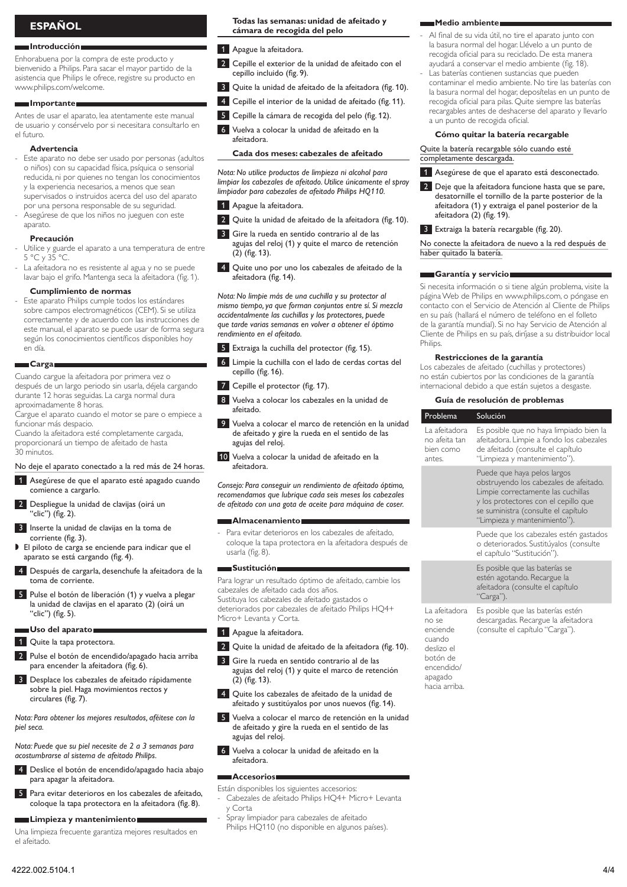# ESPAÑOL

## Introducción

Enhorabuena por la compra de este producto y bienvenido a Philips. Para sacar el mayor partido de la asistencia que Philips le ofrece, registre su producto en www.philips.com/welcome.

## Importante

Antes de usar el aparato, lea atentamente este manual de usuario y consérvelo por si necesitara consultarlo en el futuro.

### Advertencia

- Este aparato no debe ser usado por personas (adultos o niños) con su capacidad física, psíquica o sensorial reducida, ni por quienes no tengan los conocimientos y la experiencia necesarios, a menos que sean supervisados o instruidos acerca del uso del aparato por una persona responsable de su seguridad.
- Asegúrese de que los niños no jueguen con este aparato.

### Precaución

- Utilice y guarde el aparato a una temperatura de entre 5 °C y 35 °C.
- La afeitadora no es resistente al agua y no se puede lavar bajo el grifo. Mantenga seca la afeitadora (fig. 1).

### Cumplimiento de normas

- Este aparato Philips cumple todos los estándares sobre campos electromagnéticos (CEM). Si se utiliza correctamente y de acuerdo con las instrucciones de este manual, el aparato se puede usar de forma segura según los conocimientos científicos disponibles hoy en día.

## Carga

Cuando cargue la afeitadora por primera vez o después de un largo periodo sin usarla, déjela cargando durante 12 horas seguidas. La carga normal dura aproximadamente 8 horas.

Cargue el aparato cuando el motor se pare o empiece a funcionar más despacio.

Cuando la afeitadora esté completamente cargada, proporcionará un tiempo de afeitado de hasta 30 minutos.

No deje el aparato conectado a la red más de 24 horas.

1. Asegúrese de que el aparato esté apagado cuando comience a cargarlo.
2. Despliegue la unidad de clavijas (oirá un "clic") (fig. 2).
3. Inserte la unidad de clavijas en la toma de corriente (fig. 3).
   - El piloto de carga se enciende para indicar que el aparato se está cargando (fig. 4).
4. Después de cargarla, desenchufe la afeitadora de la toma de corriente.
5. Pulse el botón de liberación (1) y vuelva a plegar la unidad de clavijas en el aparato (2) (oirá un "clic") (fig. 5).

## Uso del aparato

1. Quite la tapa protectora.
2. Pulse el botón de encendido/apagado hacia arriba para encender la afeitadora (fig. 6).
3. Desplace los cabezales de afeitado rápidamente sobre la piel. Haga movimientos rectos y circulares (fig. 7).

*Nota: Para obtener los mejores resultados, aféitese con la piel seca.*

*Nota: Puede que su piel necesite de 2 a 3 semanas para acostumbrarse al sistema de afeitado Philips.*

4. Deslice el botón de encendido/apagado hacia abajo para apagar la afeitadora.
5. Para evitar deterioros en los cabezales de afeitado, coloque la tapa protectora en la afeitadora (fig. 8).

## Limpieza y mantenimiento

Una limpieza frecuente garantiza mejores resultados en el afeitado.

### Todas las semanas: unidad de afeitado y cámara de recogida del pelo

1. Apague la afeitadora.
2. Cepille el exterior de la unidad de afeitado con el cepillo incluido (fig. 9).
3. Quite la unidad de afeitado de la afeitadora (fig. 10).
4. Cepille el interior de la unidad de afeitado (fig. 11).
5. Cepille la cámara de recogida del pelo (fig. 12).
6. Vuelva a colocar la unidad de afeitado en la afeitadora.

### Cada dos meses: cabezales de afeitado

*Nota: No utilice productos de limpieza ni alcohol para limpiar los cabezales de afeitado. Utilice únicamente el spray limpiador para cabezales de afeitado Philips HQ110.*

1. Apague la afeitadora.
2. Quite la unidad de afeitado de la afeitadora (fig. 10).
3. Gire la rueda en sentido contrario al de las agujas del reloj (1) y quite el marco de retención (2) (fig. 13).
4. Quite uno por uno los cabezales de afeitado de la afeitadora (fig. 14).

*Nota: No limpie más de una cuchilla y su protector al mismo tiempo, ya que forman conjuntos entre sí. Si mezcla accidentalmente las cuchillas y los protectores, puede que tarde varias semanas en volver a obtener el óptimo rendimiento en el afeitado.*

5. Extraiga la cuchilla del protector (fig. 15).
6. Limpie la cuchilla con el lado de cerdas cortas del cepillo (fig. 16).
7. Cepille el protector (fig. 17).
8. Vuelva a colocar los cabezales en la unidad de afeitado.
9. Vuelva a colocar el marco de retención en la unidad de afeitado y gire la rueda en el sentido de las agujas del reloj.
10. Vuelva a colocar la unidad de afeitado en la afeitadora.

*Consejo: Para conseguir un rendimiento de afeitado óptimo, recomendamos que lubrique cada seis meses los cabezales de afeitado con una gota de aceite para máquina de coser.*

## Almacenamiento

- Para evitar deterioros en los cabezales de afeitado, coloque la tapa protectora en la afeitadora después de usarla (fig. 8).

## Sustitución

Para lograr un resultado óptimo de afeitado, cambie los cabezales de afeitado cada dos años.

Sustituya los cabezales de afeitado gastados o deteriorados por cabezales de afeitado Philips HQ4+ Micro+ Levanta y Corta.

1. Apague la afeitadora.
2. Quite la unidad de afeitado de la afeitadora (fig. 10).
3. Gire la rueda en sentido contrario al de las agujas del reloj (1) y quite el marco de retención (2) (fig. 13).
4. Quite los cabezales de afeitado de la unidad de afeitado y sustitúyalos por unos nuevos (fig. 14).
5. Vuelva a colocar el marco de retención en la unidad de afeitado y gire la rueda en el sentido de las agujas del reloj.
6. Vuelva a colocar la unidad de afeitado en la afeitadora.

## Accesorios

Están disponibles los siguientes accesorios:

- Cabezales de afeitado Philips HQ4+ Micro+ Levanta y Corta
- Spray limpiador para cabezales de afeitado Philips HQ110 (no disponible en algunos países).

## Medio ambiente

- Al final de su vida útil, no tire el aparato junto con la basura normal del hogar. Llévelo a un punto de recogida oficial para su reciclado. De esta manera ayudará a conservar el medio ambiente (fig. 18).
- Las baterías contienen sustancias que pueden contaminar el medio ambiente. No tire las baterías con la basura normal del hogar, depósitelas en un punto de recogida oficial para pilas. Quite siempre las baterías recargables antes de deshacerse del aparato y llevarlo a un punto de recogida oficial.

### Cómo quitar la batería recargable

Quite la batería recargable sólo cuando esté completamente descargada.

1. Asegúrese de que el aparato está desconectado.
2. Deje que la afeitadora funcione hasta que se pare, desatornille el tornillo de la parte posterior de la afeitadora (1) y extraiga el panel posterior de la afeitadora (2) (fig. 19).
3. Extraiga la batería recargable (fig. 20).

No conecte la afeitadora de nuevo a la red después de haber quitado la batería.

## Garantía y servicio

Si necesita información o si tiene algún problema, visite la página Web de Philips en www.philips.com, o póngase en contacto con el Servicio de Atención al Cliente de Philips en su país (hallará el número de teléfono en el folleto de la garantía mundial). Si no hay Servicio de Atención al Cliente de Philips en su país, diríjase a su distribuidor local Philips.

### Restricciones de la garantía

Los cabezales de afeitado (cuchillas y protectores) no están cubiertos por las condiciones de la garantía internacional debido a que están sujetos a desgaste.

### Guía de resolución de problemas

| Problema | Solución |
|---|---|
| La afeitadora no afeita tan bien como antes. | Es posible que no haya limpiado bien la afeitadora. Limpie a fondo los cabezales de afeitado (consulte el capítulo "Limpieza y mantenimiento"). |
| | Puede que haya pelos largos obstruyendo los cabezales de afeitado. Limpie correctamente las cuchillas y los protectores con el cepillo que se suministra (consulte el capítulo "Limpieza y mantenimiento"). |
| | Puede que los cabezales estén gastados o deteriorados. Sustitúyalos (consulte el capítulo "Sustitución"). |
| | Es posible que las baterías se estén agotando. Recargue la afeitadora (consulte el capítulo "Carga"). |
| La afeitadora no se enciende cuando deslizo el botón de encendido/apagado hacia arriba. | Es posible que las baterías estén descargadas. Recargue la afeitadora (consulte el capítulo "Carga"). |

4222.002.5104.1